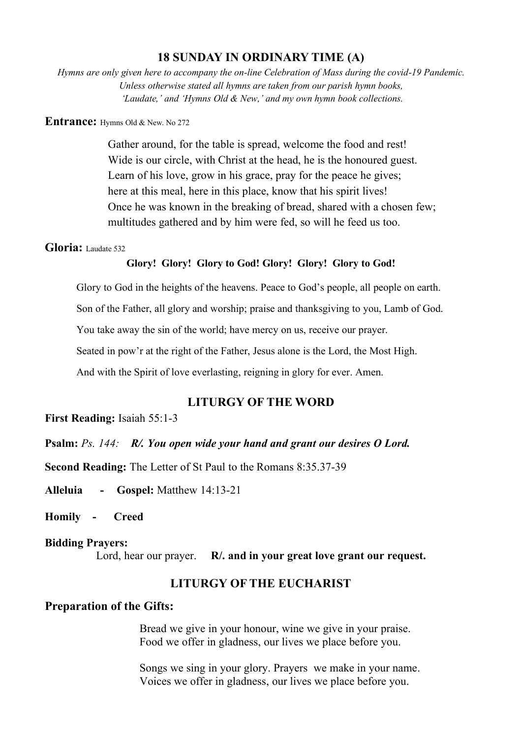# 18 SUNDAY IN ORDINARY TIME (A)

*Hymns are only given here to accompany the on-line Celebration of Mass during the covid-19 Pandemic. Unless otherwise stated all hymns are taken from our parish hymn books, 'Laudate,' and 'Hymns Old & New,' and my own hymn book collections.*

**Entrance:** Hymns Old & New. No 272

Gather around, for the table is spread, welcome the food and rest!
Wide is our circle, with Christ at the head, he is the honoured guest.
Learn of his love, grow in his grace, pray for the peace he gives;
here at this meal, here in this place, know that his spirit lives!
Once he was known in the breaking of bread, shared with a chosen few;
multitudes gathered and by him were fed, so will he feed us too.

**Gloria:** Laudate 532

**Glory! Glory! Glory to God! Glory! Glory! Glory to God!**

Glory to God in the heights of the heavens. Peace to God's people, all people on earth.

Son of the Father, all glory and worship; praise and thanksgiving to you, Lamb of God.

You take away the sin of the world; have mercy on us, receive our prayer.

Seated in pow'r at the right of the Father, Jesus alone is the Lord, the Most High.

And with the Spirit of love everlasting, reigning in glory for ever. Amen.

## LITURGY OF THE WORD

**First Reading:** Isaiah 55:1-3

**Psalm:** *Ps. 144:* ***R/. You open wide your hand and grant our desires O Lord.***

**Second Reading:** The Letter of St Paul to the Romans 8:35.37-39

**Alleluia - Gospel:** Matthew 14:13-21

**Homily - Creed**

**Bidding Prayers:**
Lord, hear our prayer. **R/. and in your great love grant our request.**

## LITURGY OF THE EUCHARIST

**Preparation of the Gifts:**

Bread we give in your honour, wine we give in your praise.
Food we offer in gladness, our lives we place before you.

Songs we sing in your glory. Prayers we make in your name.
Voices we offer in gladness, our lives we place before you.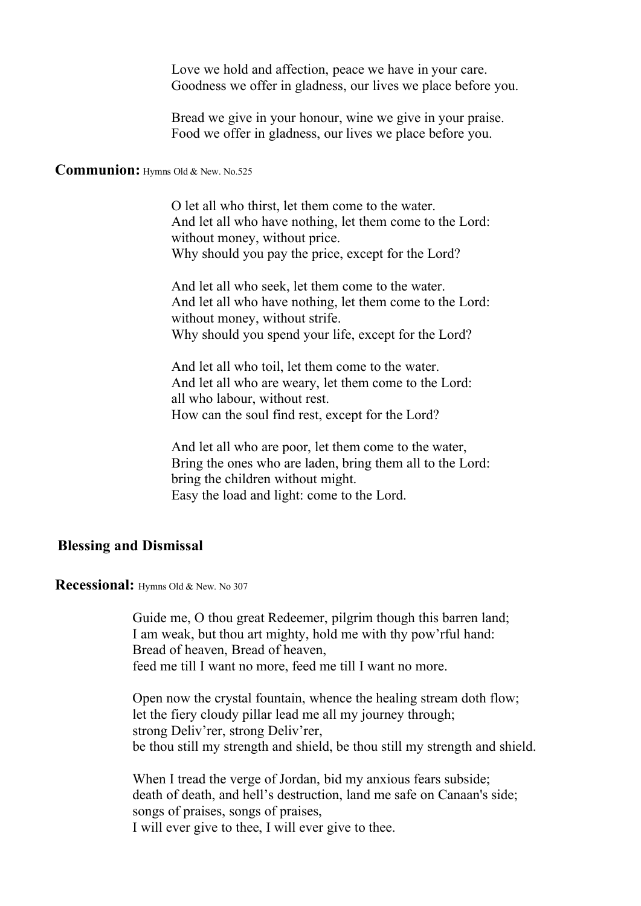Love we hold and affection, peace we have in your care.
Goodness we offer in gladness, our lives we place before you.

Bread we give in your honour, wine we give in your praise.
Food we offer in gladness, our lives we place before you.

**Communion:** Hymns Old & New. No.525

O let all who thirst, let them come to the water.
And let all who have nothing, let them come to the Lord:
without money, without price.
Why should you pay the price, except for the Lord?

And let all who seek, let them come to the water.
And let all who have nothing, let them come to the Lord:
without money, without strife.
Why should you spend your life, except for the Lord?

And let all who toil, let them come to the water.
And let all who are weary, let them come to the Lord:
all who labour, without rest.
How can the soul find rest, except for the Lord?

And let all who are poor, let them come to the water,
Bring the ones who are laden, bring them all to the Lord:
bring the children without might.
Easy the load and light: come to the Lord.

**Blessing and Dismissal**

**Recessional:** Hymns Old & New. No 307

Guide me, O thou great Redeemer, pilgrim though this barren land;
I am weak, but thou art mighty, hold me with thy pow'rful hand:
Bread of heaven, Bread of heaven,
feed me till I want no more, feed me till I want no more.

Open now the crystal fountain, whence the healing stream doth flow;
let the fiery cloudy pillar lead me all my journey through;
strong Deliv'rer, strong Deliv'rer,
be thou still my strength and shield, be thou still my strength and shield.

When I tread the verge of Jordan, bid my anxious fears subside;
death of death, and hell's destruction, land me safe on Canaan's side;
songs of praises, songs of praises,
I will ever give to thee, I will ever give to thee.